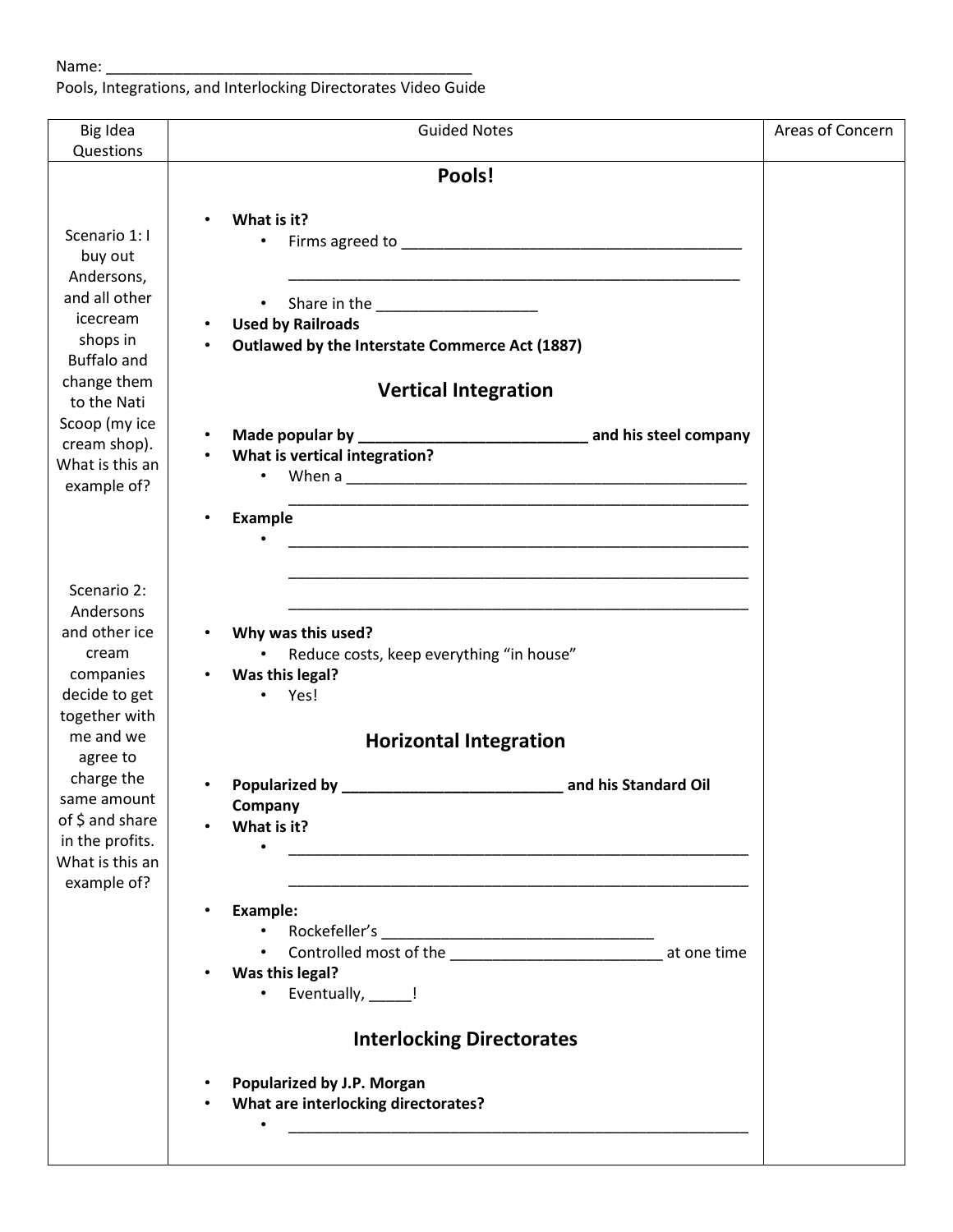Name: ____________________________________________

Pools, Integrations, and Interlocking Directorates Video Guide

| Big Idea Questions | Guided Notes | Areas of Concern |
| --- | --- | --- |
| Scenario 1: I buy out Andersons, and all other icecream shops in Buffalo and change them to the Nati Scoop (my ice cream shop). What is this an example of?<br><br>Scenario 2: Andersons and other ice cream companies decide to get together with me and we agree to charge the same amount of $ and share in the profits. What is this an example of? | **Pools!**<br><br>• **What is it?**<br>  ◦ Firms agreed to ________________________________________<br>  ________________________________________________________<br>  ◦ Share in the ___________________<br>• **Used by Railroads**<br>• **Outlawed by the Interstate Commerce Act (1887)**<br><br>**Vertical Integration**<br><br>• **Made popular by ___________________________ and his steel company**<br>• **What is vertical integration?**<br>  ◦ When a ________________________________________________<br>  ________________________________________________________<br>• **Example**<br>  ◦ ________________________________________________________<br>  ________________________________________________________<br>  ________________________________________________________<br>• **Why was this used?**<br>  ◦ Reduce costs, keep everything "in house"<br>• **Was this legal?**<br>  ◦ Yes!<br><br>**Horizontal Integration**<br><br>• **Popularized by __________________________ and his Standard Oil Company**<br>• **What is it?**<br>  ◦ ________________________________________________________<br>  ________________________________________________________<br>• **Example:**<br>  ◦ Rockefeller's ________________________________<br>  ◦ Controlled most of the _________________________ at one time<br>• **Was this legal?**<br>  ◦ Eventually, _____!<br><br>**Interlocking Directorates**<br><br>• **Popularized by J.P. Morgan**<br>• **What are interlocking directorates?**<br>  ◦ ________________________________________________________ | |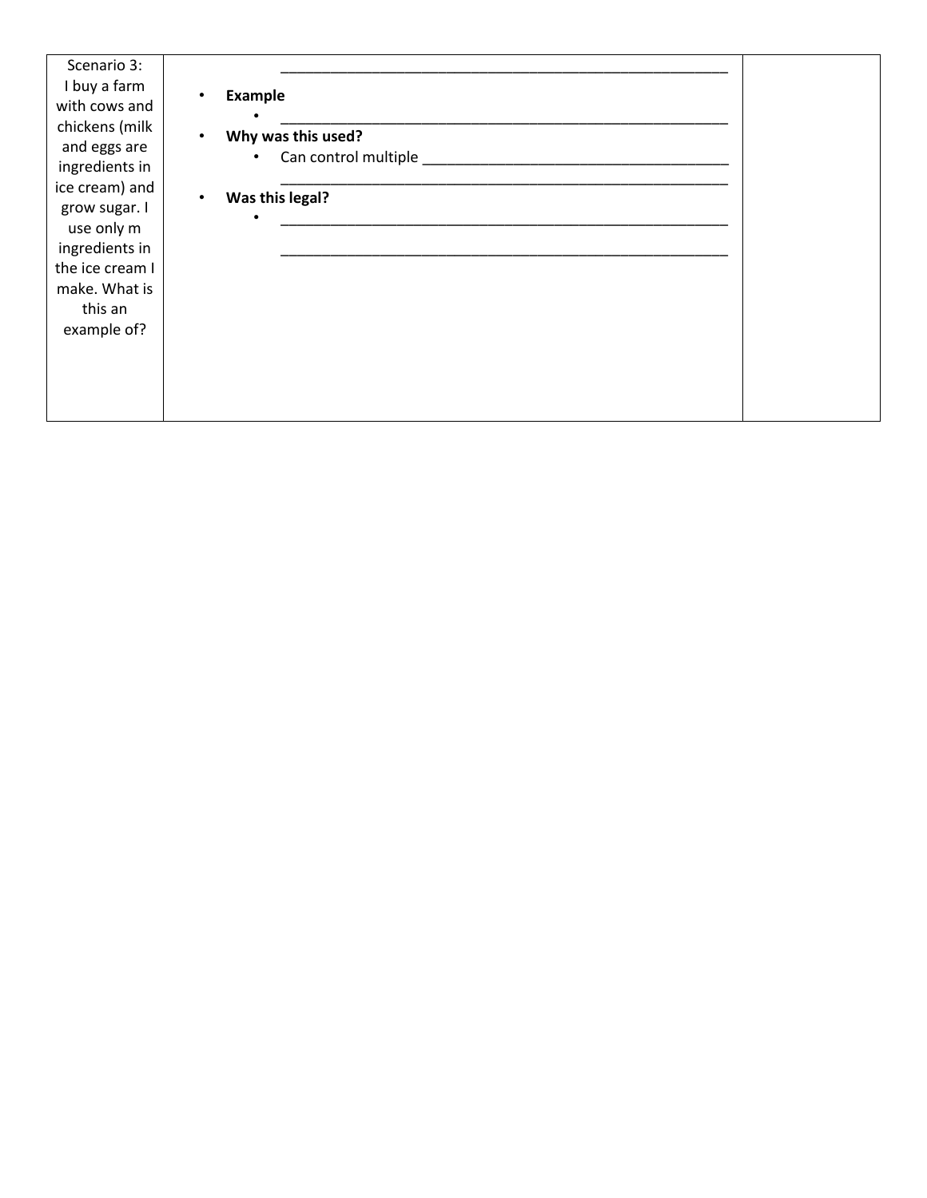| | | |
|---|---|---|
| Scenario 3: I buy a farm with cows and chickens (milk and eggs are ingredients in ice cream) and grow sugar. I use only m ingredients in the ice cream I make. What is this an example of? | ______________________________________________________<br><br>• **Example**<br>&nbsp;&nbsp;&nbsp;&nbsp;• ______________________________________________________<br>• **Why was this used?**<br>&nbsp;&nbsp;&nbsp;&nbsp;• Can control multiple _____________________________________<br>&nbsp;&nbsp;&nbsp;&nbsp;______________________________________________________<br>• **Was this legal?**<br>&nbsp;&nbsp;&nbsp;&nbsp;• ______________________________________________________<br>&nbsp;&nbsp;&nbsp;&nbsp;______________________________________________________ | |